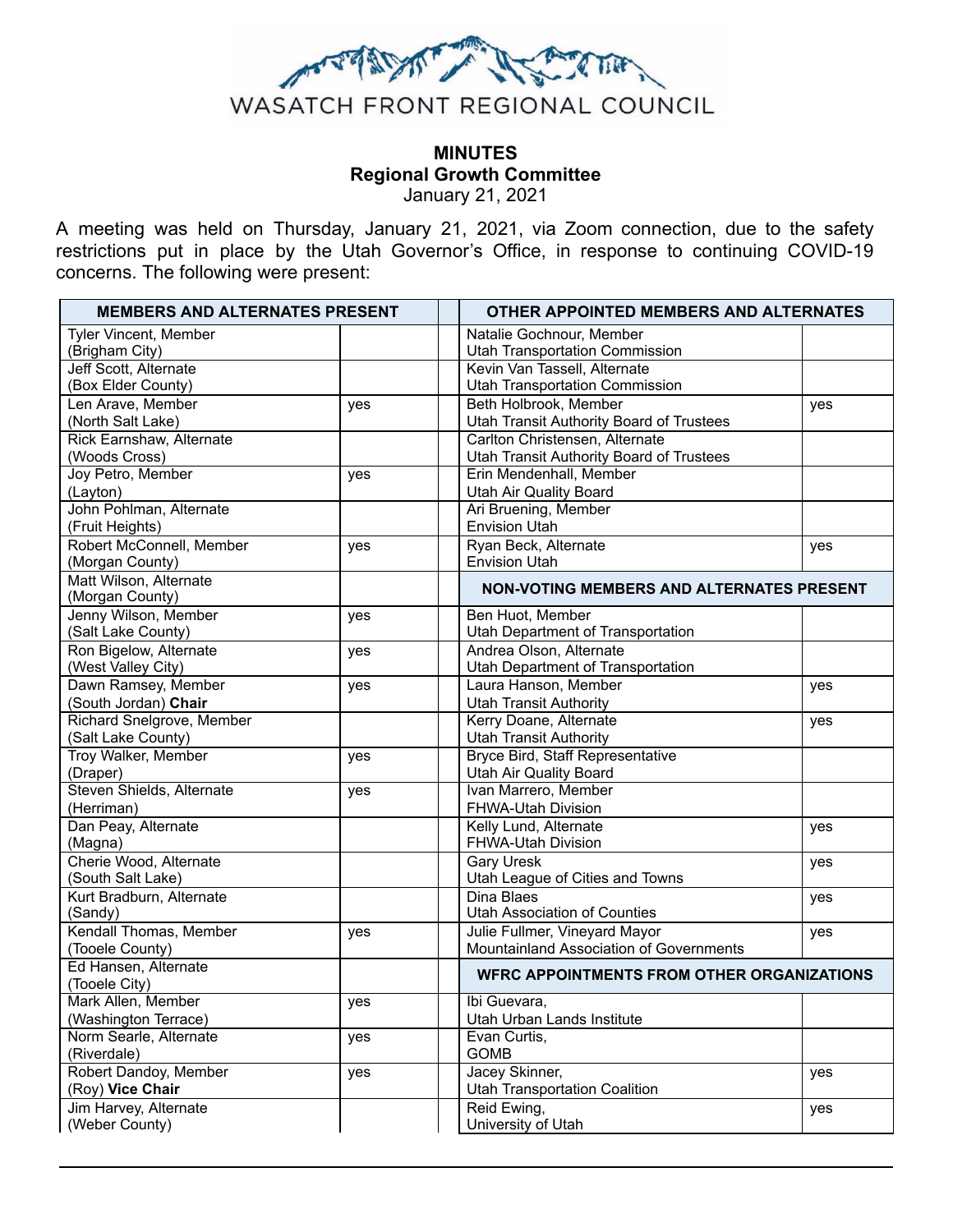WASATCH FRONT REGIONAL COUNCIL

# MINUTES
## Regional Growth Committee
January 21, 2021

A meeting was held on Thursday, January 21, 2021, via Zoom connection, due to the safety restrictions put in place by the Utah Governor's Office, in response to continuing COVID-19 concerns. The following were present:

| MEMBERS AND ALTERNATES PRESENT | | | OTHER APPOINTED MEMBERS AND ALTERNATES | |
|---|---|---|---|---|
| Tyler Vincent, Member (Brigham City) | | | Natalie Gochnour, Member Utah Transportation Commission | |
| Jeff Scott, Alternate (Box Elder County) | | | Kevin Van Tassell, Alternate Utah Transportation Commission | |
| Len Arave, Member (North Salt Lake) | yes | | Beth Holbrook, Member Utah Transit Authority Board of Trustees | yes |
| Rick Earnshaw, Alternate (Woods Cross) | | | Carlton Christensen, Alternate Utah Transit Authority Board of Trustees | |
| Joy Petro, Member (Layton) | yes | | Erin Mendenhall, Member Utah Air Quality Board | |
| John Pohlman, Alternate (Fruit Heights) | | | Ari Bruening, Member Envision Utah | |
| Robert McConnell, Member (Morgan County) | yes | | Ryan Beck, Alternate Envision Utah | yes |
| Matt Wilson, Alternate (Morgan County) | | | **NON-VOTING MEMBERS AND ALTERNATES PRESENT** | |
| Jenny Wilson, Member (Salt Lake County) | yes | | Ben Huot, Member Utah Department of Transportation | |
| Ron Bigelow, Alternate (West Valley City) | yes | | Andrea Olson, Alternate Utah Department of Transportation | |
| Dawn Ramsey, Member (South Jordan) **Chair** | yes | | Laura Hanson, Member Utah Transit Authority | yes |
| Richard Snelgrove, Member (Salt Lake County) | | | Kerry Doane, Alternate Utah Transit Authority | yes |
| Troy Walker, Member (Draper) | yes | | Bryce Bird, Staff Representative Utah Air Quality Board | |
| Steven Shields, Alternate (Herriman) | yes | | Ivan Marrero, Member FHWA-Utah Division | |
| Dan Peay, Alternate (Magna) | | | Kelly Lund, Alternate FHWA-Utah Division | yes |
| Cherie Wood, Alternate (South Salt Lake) | | | Gary Uresk Utah League of Cities and Towns | yes |
| Kurt Bradburn, Alternate (Sandy) | | | Dina Blaes Utah Association of Counties | yes |
| Kendall Thomas, Member (Tooele County) | yes | | Julie Fullmer, Vineyard Mayor Mountainland Association of Governments | yes |
| Ed Hansen, Alternate (Tooele City) | | | **WFRC APPOINTMENTS FROM OTHER ORGANIZATIONS** | |
| Mark Allen, Member (Washington Terrace) | yes | | Ibi Guevara, Utah Urban Lands Institute | |
| Norm Searle, Alternate (Riverdale) | yes | | Evan Curtis, GOMB | |
| Robert Dandoy, Member (Roy) **Vice Chair** | yes | | Jacey Skinner, Utah Transportation Coalition | yes |
| Jim Harvey, Alternate (Weber County) | | | Reid Ewing, University of Utah | yes |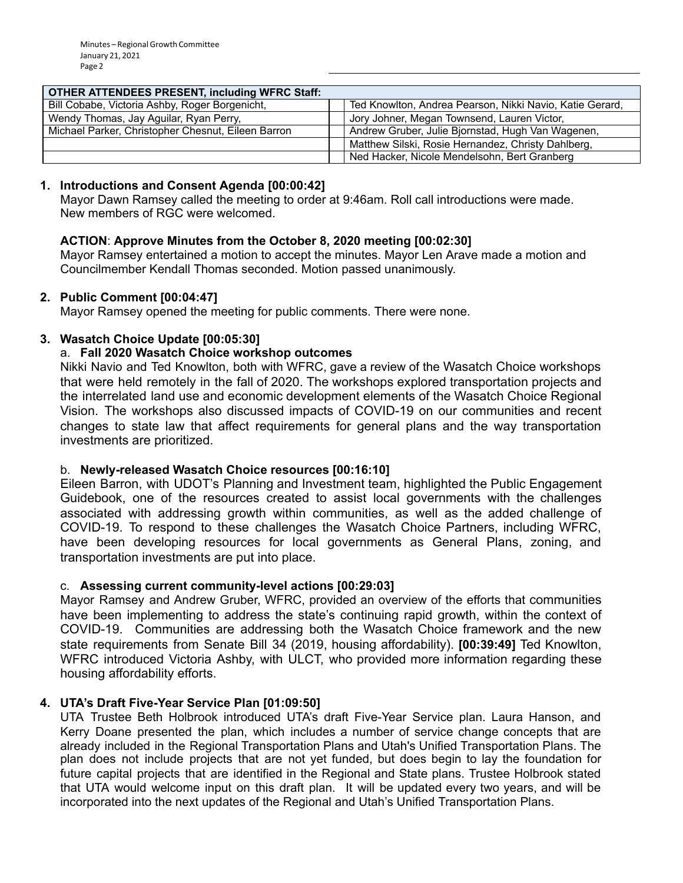| OTHER ATTENDEES PRESENT, including WFRC Staff: | | |
|---|---|---|
| Bill Cobabe, Victoria Ashby, Roger Borgenicht, | | Ted Knowlton, Andrea Pearson, Nikki Navio, Katie Gerard, |
| Wendy Thomas, Jay Aguilar, Ryan Perry, | | Jory Johner, Megan Townsend, Lauren Victor, |
| Michael Parker, Christopher Chesnut, Eileen Barron | | Andrew Gruber, Julie Bjornstad, Hugh Van Wagenen, |
| | | Matthew Silski, Rosie Hernandez, Christy Dahlberg, |
| | | Ned Hacker, Nicole Mendelsohn, Bert Granberg |

1. **Introductions and Consent Agenda [00:00:42]**
   Mayor Dawn Ramsey called the meeting to order at 9:46am. Roll call introductions were made. New members of RGC were welcomed.

   **ACTION**: **Approve Minutes from the October 8, 2020 meeting [00:02:30]**
   Mayor Ramsey entertained a motion to accept the minutes. Mayor Len Arave made a motion and Councilmember Kendall Thomas seconded. Motion passed unanimously.

2. **Public Comment [00:04:47]**
   Mayor Ramsey opened the meeting for public comments. There were none.

3. **Wasatch Choice Update [00:05:30]**

   a. **Fall 2020 Wasatch Choice workshop outcomes**
   Nikki Navio and Ted Knowlton, both with WFRC, gave a review of the Wasatch Choice workshops that were held remotely in the fall of 2020. The workshops explored transportation projects and the interrelated land use and economic development elements of the Wasatch Choice Regional Vision. The workshops also discussed impacts of COVID-19 on our communities and recent changes to state law that affect requirements for general plans and the way transportation investments are prioritized.

   b. **Newly-released Wasatch Choice resources [00:16:10]**
   Eileen Barron, with UDOT's Planning and Investment team, highlighted the Public Engagement Guidebook, one of the resources created to assist local governments with the challenges associated with addressing growth within communities, as well as the added challenge of COVID-19. To respond to these challenges the Wasatch Choice Partners, including WFRC, have been developing resources for local governments as General Plans, zoning, and transportation investments are put into place.

   c. **Assessing current community-level actions [00:29:03]**
   Mayor Ramsey and Andrew Gruber, WFRC, provided an overview of the efforts that communities have been implementing to address the state's continuing rapid growth, within the context of COVID-19. Communities are addressing both the Wasatch Choice framework and the new state requirements from Senate Bill 34 (2019, housing affordability). **[00:39:49]** Ted Knowlton, WFRC introduced Victoria Ashby, with ULCT, who provided more information regarding these housing affordability efforts.

4. **UTA's Draft Five-Year Service Plan [01:09:50]**
   UTA Trustee Beth Holbrook introduced UTA's draft Five-Year Service plan. Laura Hanson, and Kerry Doane presented the plan, which includes a number of service change concepts that are already included in the Regional Transportation Plans and Utah's Unified Transportation Plans. The plan does not include projects that are not yet funded, but does begin to lay the foundation for future capital projects that are identified in the Regional and State plans. Trustee Holbrook stated that UTA would welcome input on this draft plan. It will be updated every two years, and will be incorporated into the next updates of the Regional and Utah's Unified Transportation Plans.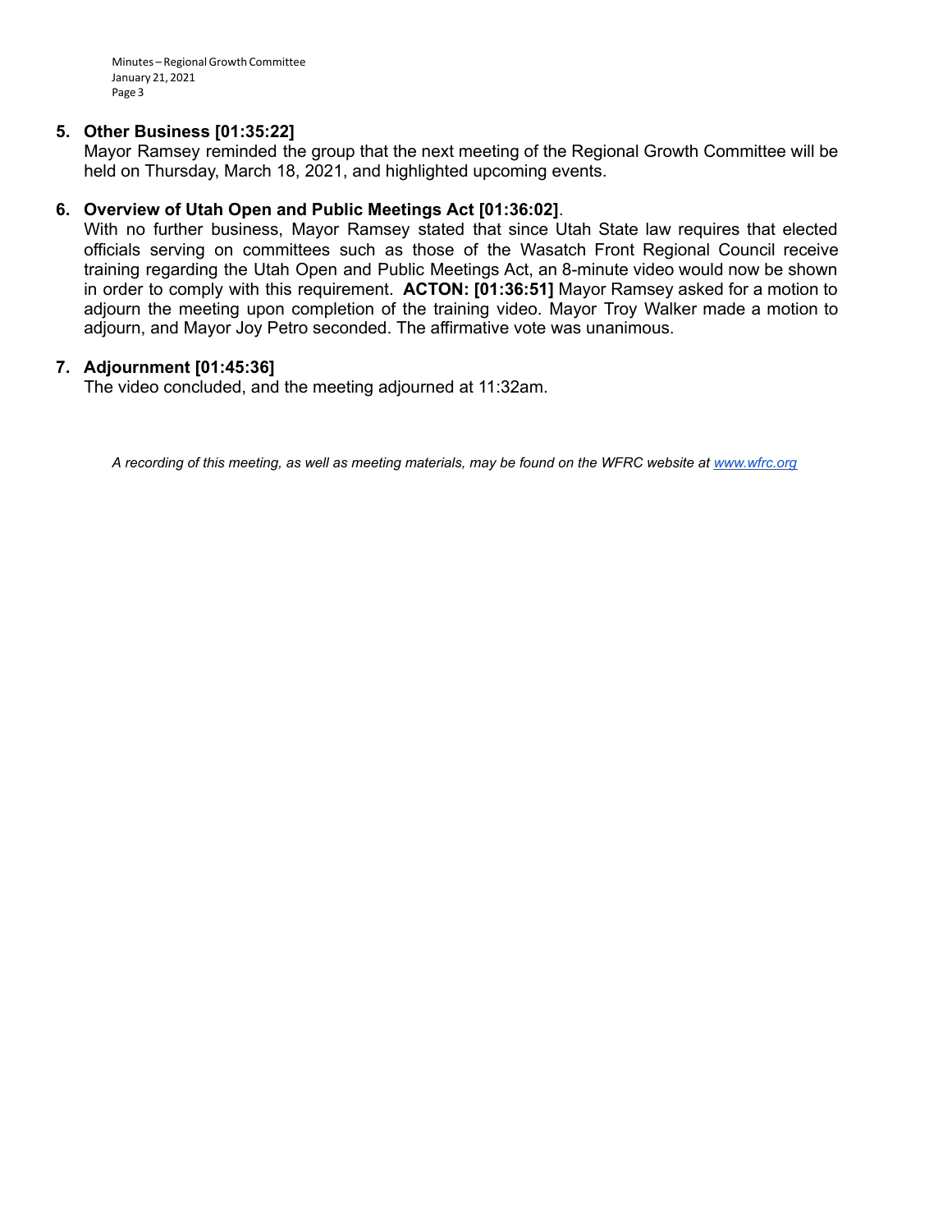5. **Other Business [01:35:22]**
   Mayor Ramsey reminded the group that the next meeting of the Regional Growth Committee will be held on Thursday, March 18, 2021, and highlighted upcoming events.

6. **Overview of Utah Open and Public Meetings Act [01:36:02]**.
   With no further business, Mayor Ramsey stated that since Utah State law requires that elected officials serving on committees such as those of the Wasatch Front Regional Council receive training regarding the Utah Open and Public Meetings Act, an 8-minute video would now be shown in order to comply with this requirement. **ACTON: [01:36:51]** Mayor Ramsey asked for a motion to adjourn the meeting upon completion of the training video. Mayor Troy Walker made a motion to adjourn, and Mayor Joy Petro seconded. The affirmative vote was unanimous.

7. **Adjournment [01:45:36]**
   The video concluded, and the meeting adjourned at 11:32am.

*A recording of this meeting, as well as meeting materials, may be found on the WFRC website at [www.wfrc.org](http://www.wfrc.org)*